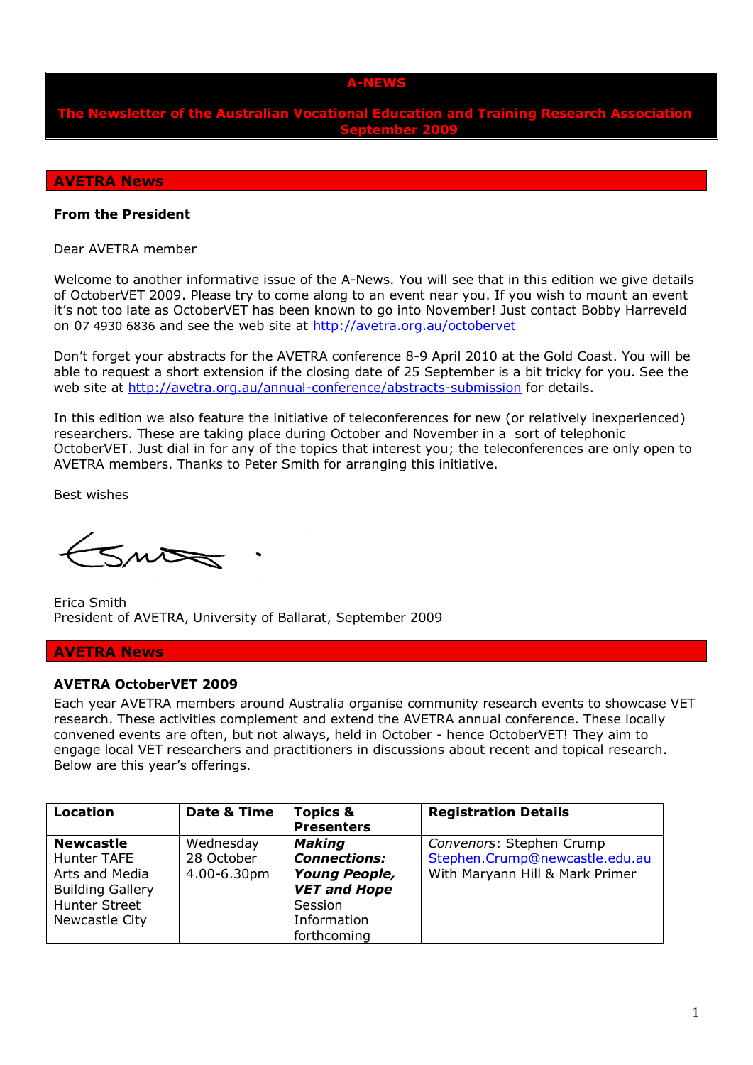# A-NEWS

**The Newsletter of the Australian Vocational Education and Training Research Association**
**September 2009**

## AVETRA News

### From the President

Dear AVETRA member

Welcome to another informative issue of the A-News. You will see that in this edition we give details of OctoberVET 2009. Please try to come along to an event near you. If you wish to mount an event it's not too late as OctoberVET has been known to go into November! Just contact Bobby Harreveld on 07 4930 6836 and see the web site at http://avetra.org.au/octobervet

Don't forget your abstracts for the AVETRA conference 8-9 April 2010 at the Gold Coast. You will be able to request a short extension if the closing date of 25 September is a bit tricky for you. See the web site at http://avetra.org.au/annual-conference/abstracts-submission for details.

In this edition we also feature the initiative of teleconferences for new (or relatively inexperienced) researchers. These are taking place during October and November in a sort of telephonic OctoberVET. Just dial in for any of the topics that interest you; the teleconferences are only open to AVETRA members. Thanks to Peter Smith for arranging this initiative.

Best wishes

Erica Smith
President of AVETRA, University of Ballarat, September 2009

## AVETRA News

### AVETRA OctoberVET 2009

Each year AVETRA members around Australia organise community research events to showcase VET research. These activities complement and extend the AVETRA annual conference. These locally convened events are often, but not always, held in October - hence OctoberVET! They aim to engage local VET researchers and practitioners in discussions about recent and topical research. Below are this year's offerings.

| Location | Date & Time | Topics & Presenters | Registration Details |
|---|---|---|---|
| **Newcastle** Hunter TAFE Arts and Media Building Gallery Hunter Street Newcastle City | Wednesday 28 October 4.00-6.30pm | ***Making Connections: Young People, VET and Hope*** Session Information forthcoming | *Convenors*: Stephen Crump Stephen.Crump@newcastle.edu.au With Maryann Hill & Mark Primer |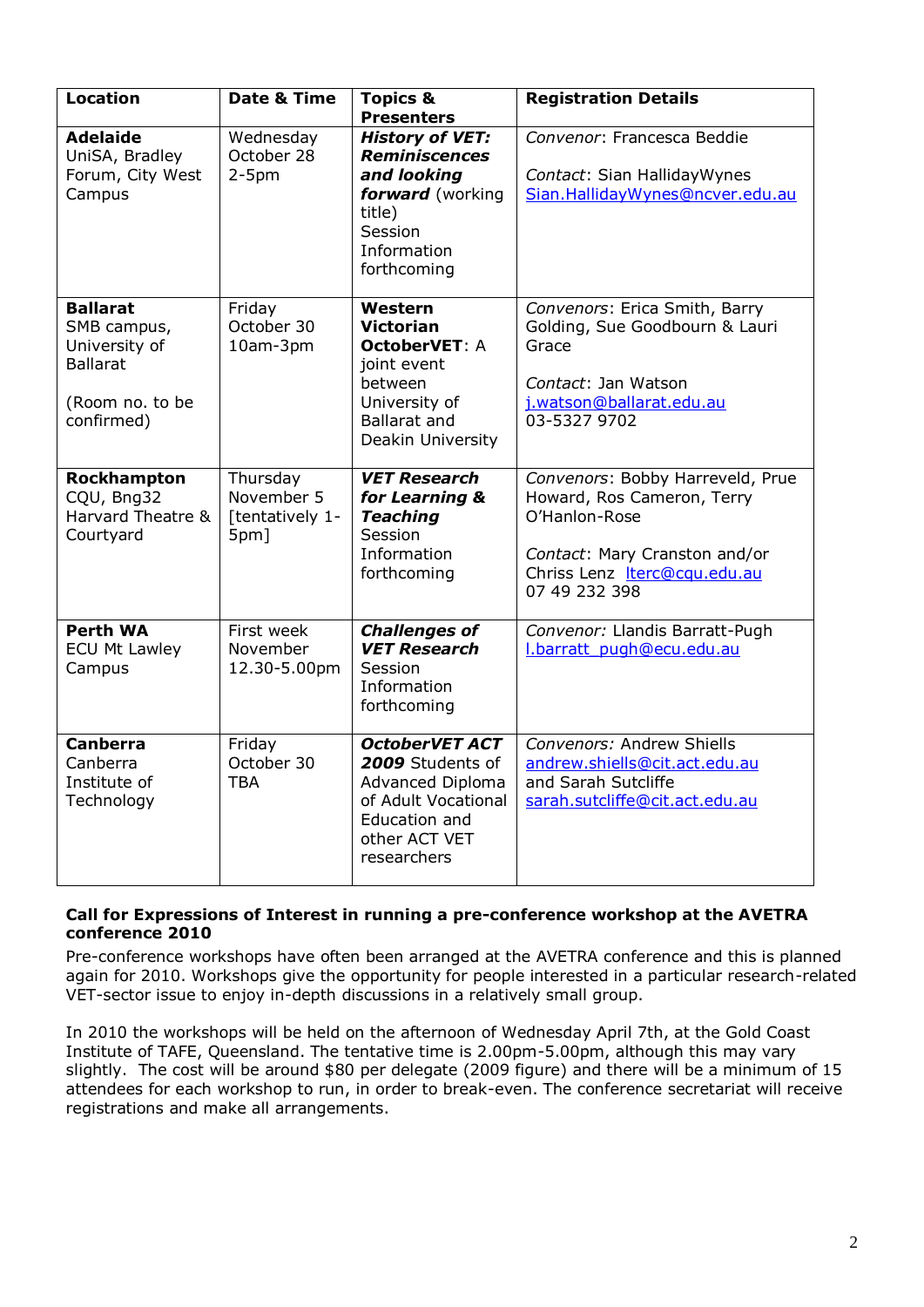| Location | Date & Time | Topics & Presenters | Registration Details |
| --- | --- | --- | --- |
| **Adelaide** UniSA, Bradley Forum, City West Campus | Wednesday October 28 2-5pm | ***History of VET: Reminiscences and looking forward*** (working title) Session Information forthcoming | *Convenor*: Francesca Beddie<br><br>*Contact*: Sian HallidayWynes Sian.HallidayWynes@ncver.edu.au |
| **Ballarat** SMB campus, University of Ballarat<br><br>(Room no. to be confirmed) | Friday October 30 10am-3pm | **Western Victorian OctoberVET**: A joint event between University of Ballarat and Deakin University | *Convenors*: Erica Smith, Barry Golding, Sue Goodbourn & Lauri Grace<br><br>*Contact*: Jan Watson j.watson@ballarat.edu.au 03-5327 9702 |
| **Rockhampton** CQU, Bng32 Harvard Theatre & Courtyard | Thursday November 5 [tentatively 1-5pm] | ***VET Research for Learning & Teaching*** Session Information forthcoming | *Convenors*: Bobby Harreveld, Prue Howard, Ros Cameron, Terry O'Hanlon-Rose<br><br>*Contact*: Mary Cranston and/or Chriss Lenz lterc@cqu.edu.au 07 49 232 398 |
| **Perth WA** ECU Mt Lawley Campus | First week November 12.30-5.00pm | ***Challenges of VET Research*** Session Information forthcoming | *Convenor:* Llandis Barratt-Pugh l.barratt_pugh@ecu.edu.au |
| **Canberra** Canberra Institute of Technology | Friday October 30 TBA | ***OctoberVET ACT 2009*** Students of Advanced Diploma of Adult Vocational Education and other ACT VET researchers | *Convenors:* Andrew Shiells andrew.shiells@cit.act.edu.au and Sarah Sutcliffe sarah.sutcliffe@cit.act.edu.au |

**Call for Expressions of Interest in running a pre-conference workshop at the AVETRA conference 2010**

Pre-conference workshops have often been arranged at the AVETRA conference and this is planned again for 2010. Workshops give the opportunity for people interested in a particular research-related VET-sector issue to enjoy in-depth discussions in a relatively small group.

In 2010 the workshops will be held on the afternoon of Wednesday April 7th, at the Gold Coast Institute of TAFE, Queensland. The tentative time is 2.00pm-5.00pm, although this may vary slightly. The cost will be around $80 per delegate (2009 figure) and there will be a minimum of 15 attendees for each workshop to run, in order to break-even. The conference secretariat will receive registrations and make all arrangements.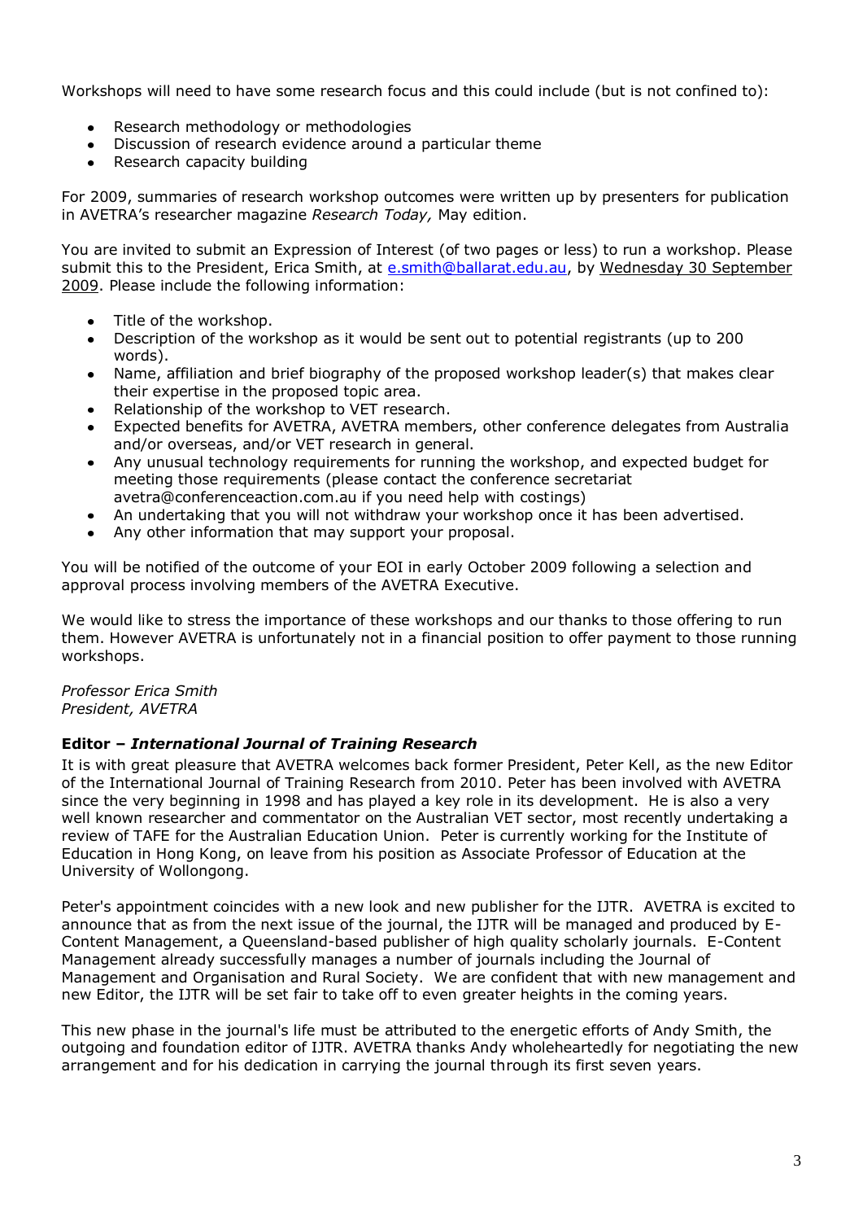Workshops will need to have some research focus and this could include (but is not confined to):

- Research methodology or methodologies
- Discussion of research evidence around a particular theme
- Research capacity building

For 2009, summaries of research workshop outcomes were written up by presenters for publication in AVETRA's researcher magazine *Research Today,* May edition.

You are invited to submit an Expression of Interest (of two pages or less) to run a workshop. Please submit this to the President, Erica Smith, at e.smith@ballarat.edu.au, by Wednesday 30 September 2009. Please include the following information:

- Title of the workshop.
- Description of the workshop as it would be sent out to potential registrants (up to 200 words).
- Name, affiliation and brief biography of the proposed workshop leader(s) that makes clear their expertise in the proposed topic area.
- Relationship of the workshop to VET research.
- Expected benefits for AVETRA, AVETRA members, other conference delegates from Australia and/or overseas, and/or VET research in general.
- Any unusual technology requirements for running the workshop, and expected budget for meeting those requirements (please contact the conference secretariat avetra@conferenceaction.com.au if you need help with costings)
- An undertaking that you will not withdraw your workshop once it has been advertised.
- Any other information that may support your proposal.

You will be notified of the outcome of your EOI in early October 2009 following a selection and approval process involving members of the AVETRA Executive.

We would like to stress the importance of these workshops and our thanks to those offering to run them. However AVETRA is unfortunately not in a financial position to offer payment to those running workshops.

*Professor Erica Smith*
*President, AVETRA*

**Editor – *International Journal of Training Research***

It is with great pleasure that AVETRA welcomes back former President, Peter Kell, as the new Editor of the International Journal of Training Research from 2010. Peter has been involved with AVETRA since the very beginning in 1998 and has played a key role in its development. He is also a very well known researcher and commentator on the Australian VET sector, most recently undertaking a review of TAFE for the Australian Education Union. Peter is currently working for the Institute of Education in Hong Kong, on leave from his position as Associate Professor of Education at the University of Wollongong.

Peter's appointment coincides with a new look and new publisher for the IJTR. AVETRA is excited to announce that as from the next issue of the journal, the IJTR will be managed and produced by E-Content Management, a Queensland-based publisher of high quality scholarly journals. E-Content Management already successfully manages a number of journals including the Journal of Management and Organisation and Rural Society. We are confident that with new management and new Editor, the IJTR will be set fair to take off to even greater heights in the coming years.

This new phase in the journal's life must be attributed to the energetic efforts of Andy Smith, the outgoing and foundation editor of IJTR. AVETRA thanks Andy wholeheartedly for negotiating the new arrangement and for his dedication in carrying the journal through its first seven years.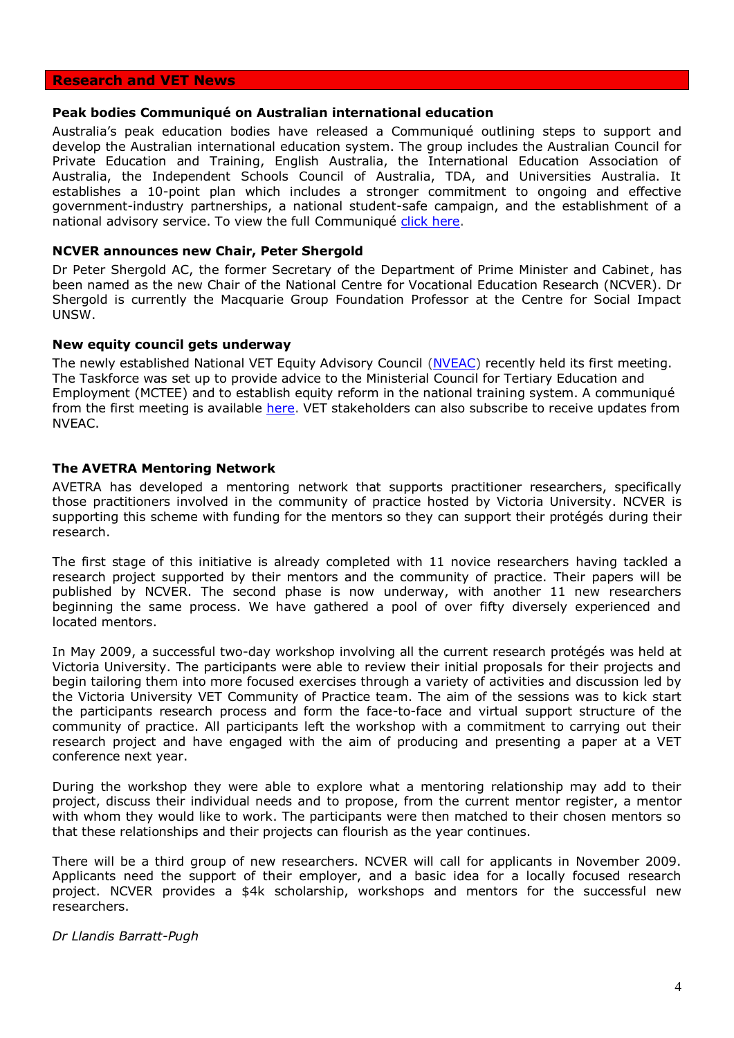## Research and VET News

### Peak bodies Communiqué on Australian international education

Australia's peak education bodies have released a Communiqué outlining steps to support and develop the Australian international education system. The group includes the Australian Council for Private Education and Training, English Australia, the International Education Association of Australia, the Independent Schools Council of Australia, TDA, and Universities Australia. It establishes a 10-point plan which includes a stronger commitment to ongoing and effective government-industry partnerships, a national student-safe campaign, and the establishment of a national advisory service. To view the full Communiqué click here.

### NCVER announces new Chair, Peter Shergold

Dr Peter Shergold AC, the former Secretary of the Department of Prime Minister and Cabinet, has been named as the new Chair of the National Centre for Vocational Education Research (NCVER). Dr Shergold is currently the Macquarie Group Foundation Professor at the Centre for Social Impact UNSW.

### New equity council gets underway

The newly established National VET Equity Advisory Council (NVEAC) recently held its first meeting. The Taskforce was set up to provide advice to the Ministerial Council for Tertiary Education and Employment (MCTEE) and to establish equity reform in the national training system. A communiqué from the first meeting is available here. VET stakeholders can also subscribe to receive updates from NVEAC.

### The AVETRA Mentoring Network

AVETRA has developed a mentoring network that supports practitioner researchers, specifically those practitioners involved in the community of practice hosted by Victoria University. NCVER is supporting this scheme with funding for the mentors so they can support their protégés during their research.

The first stage of this initiative is already completed with 11 novice researchers having tackled a research project supported by their mentors and the community of practice. Their papers will be published by NCVER. The second phase is now underway, with another 11 new researchers beginning the same process. We have gathered a pool of over fifty diversely experienced and located mentors.

In May 2009, a successful two-day workshop involving all the current research protégés was held at Victoria University. The participants were able to review their initial proposals for their projects and begin tailoring them into more focused exercises through a variety of activities and discussion led by the Victoria University VET Community of Practice team. The aim of the sessions was to kick start the participants research process and form the face-to-face and virtual support structure of the community of practice. All participants left the workshop with a commitment to carrying out their research project and have engaged with the aim of producing and presenting a paper at a VET conference next year.

During the workshop they were able to explore what a mentoring relationship may add to their project, discuss their individual needs and to propose, from the current mentor register, a mentor with whom they would like to work. The participants were then matched to their chosen mentors so that these relationships and their projects can flourish as the year continues.

There will be a third group of new researchers. NCVER will call for applicants in November 2009. Applicants need the support of their employer, and a basic idea for a locally focused research project. NCVER provides a $4k scholarship, workshops and mentors for the successful new researchers.

*Dr Llandis Barratt-Pugh*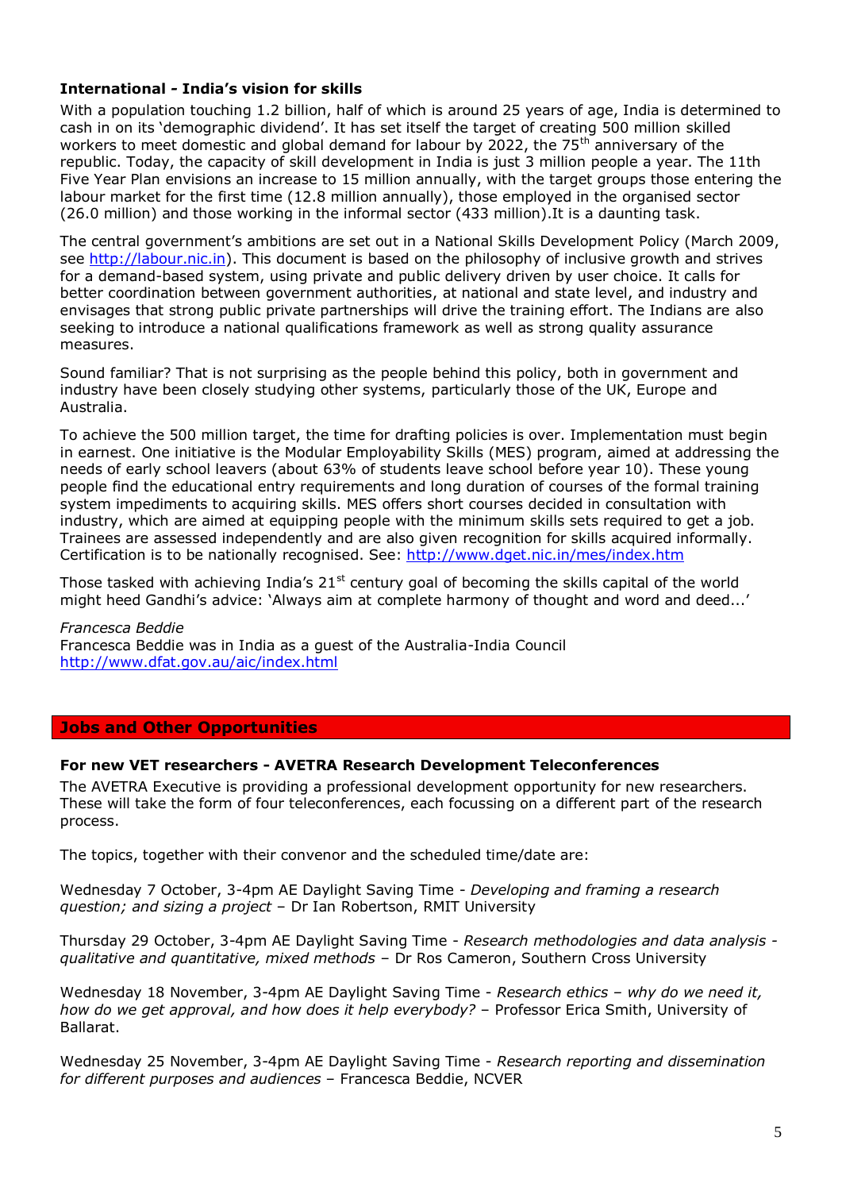### International - India's vision for skills

With a population touching 1.2 billion, half of which is around 25 years of age, India is determined to cash in on its 'demographic dividend'. It has set itself the target of creating 500 million skilled workers to meet domestic and global demand for labour by 2022, the 75th anniversary of the republic. Today, the capacity of skill development in India is just 3 million people a year. The 11th Five Year Plan envisions an increase to 15 million annually, with the target groups those entering the labour market for the first time (12.8 million annually), those employed in the organised sector (26.0 million) and those working in the informal sector (433 million).It is a daunting task.

The central government's ambitions are set out in a National Skills Development Policy (March 2009, see http://labour.nic.in). This document is based on the philosophy of inclusive growth and strives for a demand-based system, using private and public delivery driven by user choice. It calls for better coordination between government authorities, at national and state level, and industry and envisages that strong public private partnerships will drive the training effort. The Indians are also seeking to introduce a national qualifications framework as well as strong quality assurance measures.

Sound familiar? That is not surprising as the people behind this policy, both in government and industry have been closely studying other systems, particularly those of the UK, Europe and Australia.

To achieve the 500 million target, the time for drafting policies is over. Implementation must begin in earnest. One initiative is the Modular Employability Skills (MES) program, aimed at addressing the needs of early school leavers (about 63% of students leave school before year 10). These young people find the educational entry requirements and long duration of courses of the formal training system impediments to acquiring skills. MES offers short courses decided in consultation with industry, which are aimed at equipping people with the minimum skills sets required to get a job. Trainees are assessed independently and are also given recognition for skills acquired informally. Certification is to be nationally recognised. See: http://www.dget.nic.in/mes/index.htm

Those tasked with achieving India's 21st century goal of becoming the skills capital of the world might heed Gandhi's advice: 'Always aim at complete harmony of thought and word and deed...'

*Francesca Beddie*
Francesca Beddie was in India as a guest of the Australia-India Council
http://www.dfat.gov.au/aic/index.html

## Jobs and Other Opportunities

### For new VET researchers - AVETRA Research Development Teleconferences

The AVETRA Executive is providing a professional development opportunity for new researchers. These will take the form of four teleconferences, each focussing on a different part of the research process.

The topics, together with their convenor and the scheduled time/date are:

Wednesday 7 October, 3-4pm AE Daylight Saving Time - *Developing and framing a research question; and sizing a project* – Dr Ian Robertson, RMIT University

Thursday 29 October, 3-4pm AE Daylight Saving Time - *Research methodologies and data analysis - qualitative and quantitative, mixed methods* – Dr Ros Cameron, Southern Cross University

Wednesday 18 November, 3-4pm AE Daylight Saving Time - *Research ethics – why do we need it, how do we get approval, and how does it help everybody?* – Professor Erica Smith, University of Ballarat.

Wednesday 25 November, 3-4pm AE Daylight Saving Time - *Research reporting and dissemination for different purposes and audiences* – Francesca Beddie, NCVER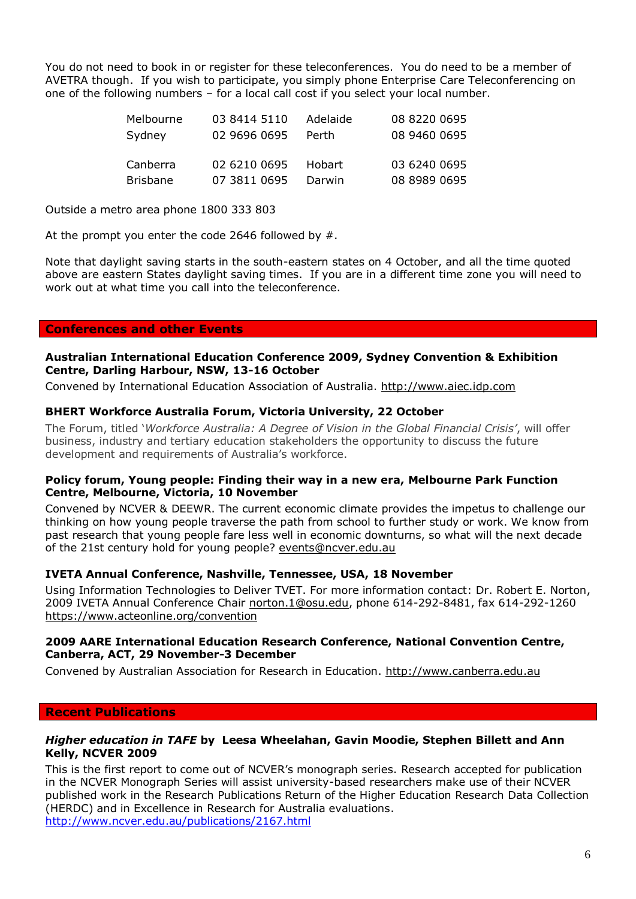You do not need to book in or register for these teleconferences. You do need to be a member of AVETRA though. If you wish to participate, you simply phone Enterprise Care Teleconferencing on one of the following numbers – for a local call cost if you select your local number.

| | | | |
|---|---|---|---|
| Melbourne | 03 8414 5110 | Adelaide | 08 8220 0695 |
| Sydney | 02 9696 0695 | Perth | 08 9460 0695 |
| Canberra | 02 6210 0695 | Hobart | 03 6240 0695 |
| Brisbane | 07 3811 0695 | Darwin | 08 8989 0695 |

Outside a metro area phone 1800 333 803

At the prompt you enter the code 2646 followed by #.

Note that daylight saving starts in the south-eastern states on 4 October, and all the time quoted above are eastern States daylight saving times. If you are in a different time zone you will need to work out at what time you call into the teleconference.

## Conferences and other Events

**Australian International Education Conference 2009, Sydney Convention & Exhibition Centre, Darling Harbour, NSW, 13-16 October**

Convened by International Education Association of Australia. http://www.aiec.idp.com

**BHERT Workforce Australia Forum, Victoria University, 22 October**

The Forum, titled '*Workforce Australia: A Degree of Vision in the Global Financial Crisis'*, will offer business, industry and tertiary education stakeholders the opportunity to discuss the future development and requirements of Australia's workforce.

**Policy forum, Young people: Finding their way in a new era, Melbourne Park Function Centre, Melbourne, Victoria, 10 November**

Convened by NCVER & DEEWR. The current economic climate provides the impetus to challenge our thinking on how young people traverse the path from school to further study or work. We know from past research that young people fare less well in economic downturns, so what will the next decade of the 21st century hold for young people? events@ncver.edu.au

**IVETA Annual Conference, Nashville, Tennessee, USA, 18 November**

Using Information Technologies to Deliver TVET. For more information contact: Dr. Robert E. Norton, 2009 IVETA Annual Conference Chair norton.1@osu.edu, phone 614-292-8481, fax 614-292-1260 https://www.acteonline.org/convention

**2009 AARE International Education Research Conference, National Convention Centre, Canberra, ACT, 29 November-3 December**

Convened by Australian Association for Research in Education. http://www.canberra.edu.au

## Recent Publications

***Higher education in TAFE* by Leesa Wheelahan, Gavin Moodie, Stephen Billett and Ann Kelly, NCVER 2009**

This is the first report to come out of NCVER's monograph series. Research accepted for publication in the NCVER Monograph Series will assist university-based researchers make use of their NCVER published work in the Research Publications Return of the Higher Education Research Data Collection (HERDC) and in Excellence in Research for Australia evaluations.
http://www.ncver.edu.au/publications/2167.html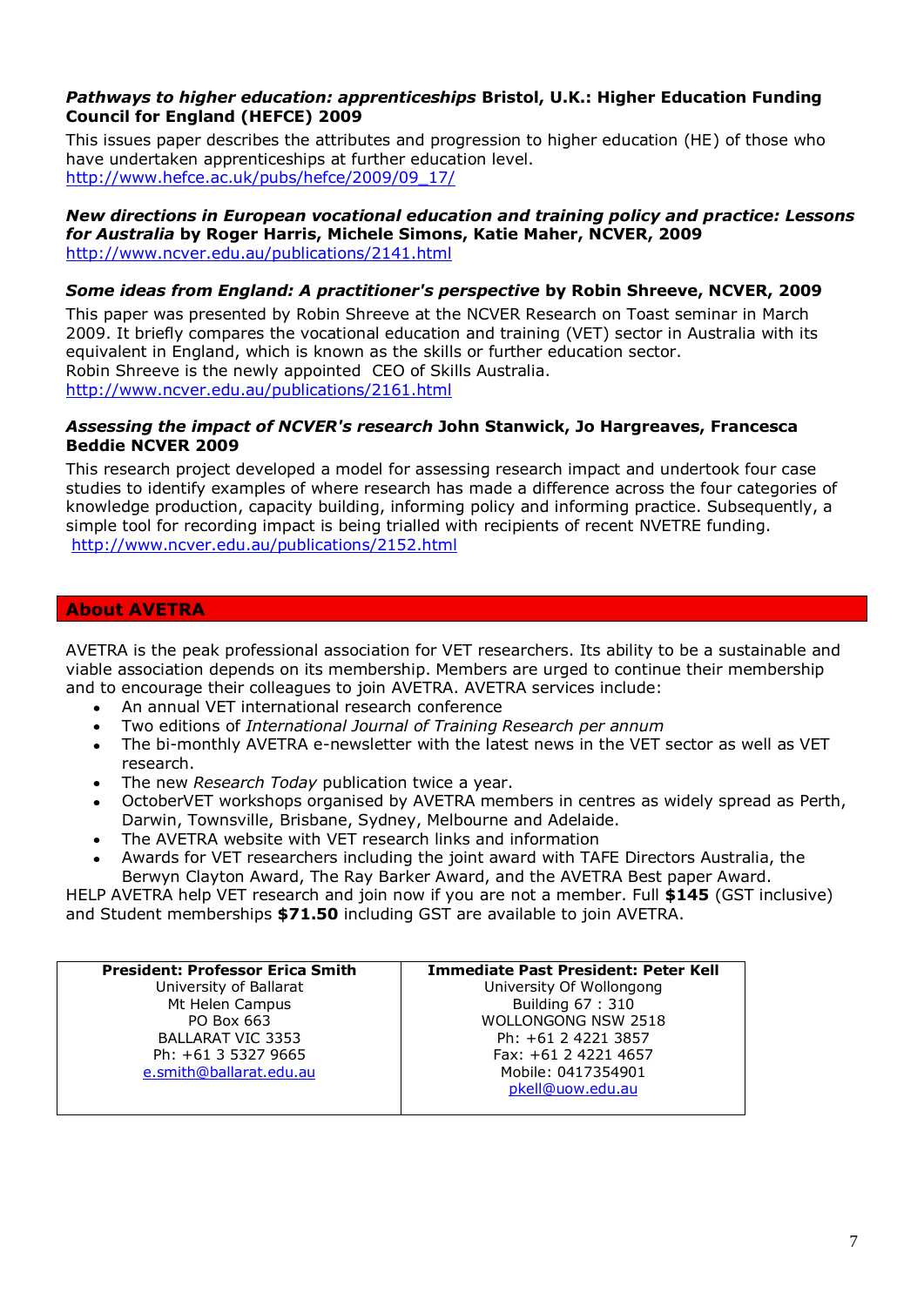***Pathways to higher education: apprenticeships*** **Bristol, U.K.: Higher Education Funding Council for England (HEFCE) 2009**

This issues paper describes the attributes and progression to higher education (HE) of those who have undertaken apprenticeships at further education level.
http://www.hefce.ac.uk/pubs/hefce/2009/09_17/

***New directions in European vocational education and training policy and practice: Lessons for Australia*** **by Roger Harris, Michele Simons, Katie Maher, NCVER, 2009**
http://www.ncver.edu.au/publications/2141.html

***Some ideas from England: A practitioner's perspective*** **by Robin Shreeve, NCVER, 2009**

This paper was presented by Robin Shreeve at the NCVER Research on Toast seminar in March 2009. It briefly compares the vocational education and training (VET) sector in Australia with its equivalent in England, which is known as the skills or further education sector.
Robin Shreeve is the newly appointed CEO of Skills Australia.
http://www.ncver.edu.au/publications/2161.html

***Assessing the impact of NCVER's research*** **John Stanwick, Jo Hargreaves, Francesca Beddie NCVER 2009**

This research project developed a model for assessing research impact and undertook four case studies to identify examples of where research has made a difference across the four categories of knowledge production, capacity building, informing policy and informing practice. Subsequently, a simple tool for recording impact is being trialled with recipients of recent NVETRE funding.
http://www.ncver.edu.au/publications/2152.html

## About AVETRA

AVETRA is the peak professional association for VET researchers. Its ability to be a sustainable and viable association depends on its membership. Members are urged to continue their membership and to encourage their colleagues to join AVETRA. AVETRA services include:

- An annual VET international research conference
- Two editions of *International Journal of Training Research per annum*
- The bi-monthly AVETRA e-newsletter with the latest news in the VET sector as well as VET research.
- The new *Research Today* publication twice a year.
- OctoberVET workshops organised by AVETRA members in centres as widely spread as Perth, Darwin, Townsville, Brisbane, Sydney, Melbourne and Adelaide.
- The AVETRA website with VET research links and information
- Awards for VET researchers including the joint award with TAFE Directors Australia, the Berwyn Clayton Award, The Ray Barker Award, and the AVETRA Best paper Award.

HELP AVETRA help VET research and join now if you are not a member. Full **$145** (GST inclusive) and Student memberships **$71.50** including GST are available to join AVETRA.

| **President: Professor Erica Smith** | **Immediate Past President: Peter Kell** |
|---|---|
| University of Ballarat<br>Mt Helen Campus<br>PO Box 663<br>BALLARAT VIC 3353<br>Ph: +61 3 5327 9665<br>e.smith@ballarat.edu.au | University Of Wollongong<br>Building 67 : 310<br>WOLLONGONG NSW 2518<br>Ph: +61 2 4221 3857<br>Fax: +61 2 4221 4657<br>Mobile: 0417354901<br>pkell@uow.edu.au |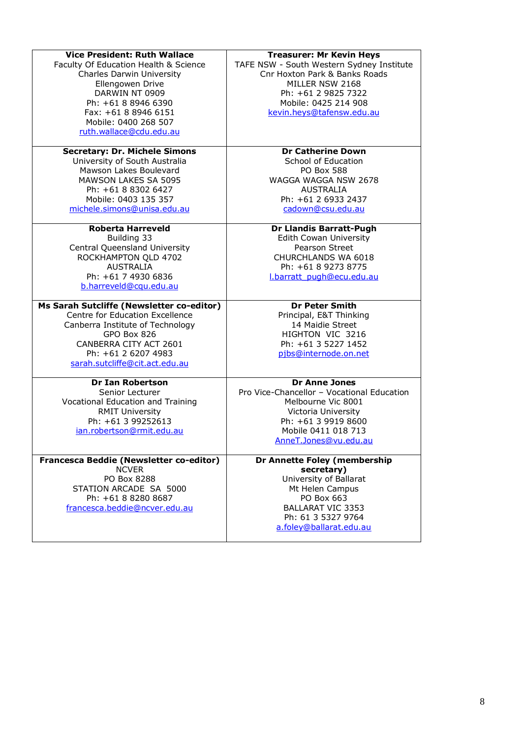| | |
|---|---|
| **Vice President: Ruth Wallace**<br>Faculty Of Education Health & Science<br>Charles Darwin University<br>Ellengowen Drive<br>DARWIN NT 0909<br>Ph: +61 8 8946 6390<br>Fax: +61 8 8946 6151<br>Mobile: 0400 268 507<br>ruth.wallace@cdu.edu.au | **Treasurer: Mr Kevin Heys**<br>TAFE NSW - South Western Sydney Institute<br>Cnr Hoxton Park & Banks Roads<br>MILLER NSW 2168<br>Ph: +61 2 9825 7322<br>Mobile: 0425 214 908<br>kevin.heys@tafensw.edu.au |
| **Secretary: Dr. Michele Simons**<br>University of South Australia<br>Mawson Lakes Boulevard<br>MAWSON LAKES SA 5095<br>Ph: +61 8 8302 6427<br>Mobile: 0403 135 357<br>michele.simons@unisa.edu.au | **Dr Catherine Down**<br>School of Education<br>PO Box 588<br>WAGGA WAGGA NSW 2678<br>AUSTRALIA<br>Ph: +61 2 6933 2437<br>cadown@csu.edu.au |
| **Roberta Harreveld**<br>Building 33<br>Central Queensland University<br>ROCKHAMPTON QLD 4702<br>AUSTRALIA<br>Ph: +61 7 4930 6836<br>b.harreveld@cqu.edu.au | **Dr Llandis Barratt-Pugh**<br>Edith Cowan University<br>Pearson Street<br>CHURCHLANDS WA 6018<br>Ph: +61 8 9273 8775<br>l.barratt_pugh@ecu.edu.au |
| **Ms Sarah Sutcliffe (Newsletter co-editor)**<br>Centre for Education Excellence<br>Canberra Institute of Technology<br>GPO Box 826<br>CANBERRA CITY ACT 2601<br>Ph: +61 2 6207 4983<br>sarah.sutcliffe@cit.act.edu.au | **Dr Peter Smith**<br>Principal, E&T Thinking<br>14 Maidie Street<br>HIGHTON VIC 3216<br>Ph: +61 3 5227 1452<br>pjbs@internode.on.net |
| **Dr Ian Robertson**<br>Senior Lecturer<br>Vocational Education and Training<br>RMIT University<br>Ph: +61 3 99252613<br>ian.robertson@rmit.edu.au | **Dr Anne Jones**<br>Pro Vice-Chancellor – Vocational Education<br>Melbourne Vic 8001<br>Victoria University<br>Ph: +61 3 9919 8600<br>Mobile 0411 018 713<br>AnneT.Jones@vu.edu.au |
| **Francesca Beddie (Newsletter co-editor)**<br>NCVER<br>PO Box 8288<br>STATION ARCADE SA 5000<br>Ph: +61 8 8280 8687<br>francesca.beddie@ncver.edu.au | **Dr Annette Foley (membership secretary)**<br>University of Ballarat<br>Mt Helen Campus<br>PO Box 663<br>BALLARAT VIC 3353<br>Ph: 61 3 5327 9764<br>a.foley@ballarat.edu.au |